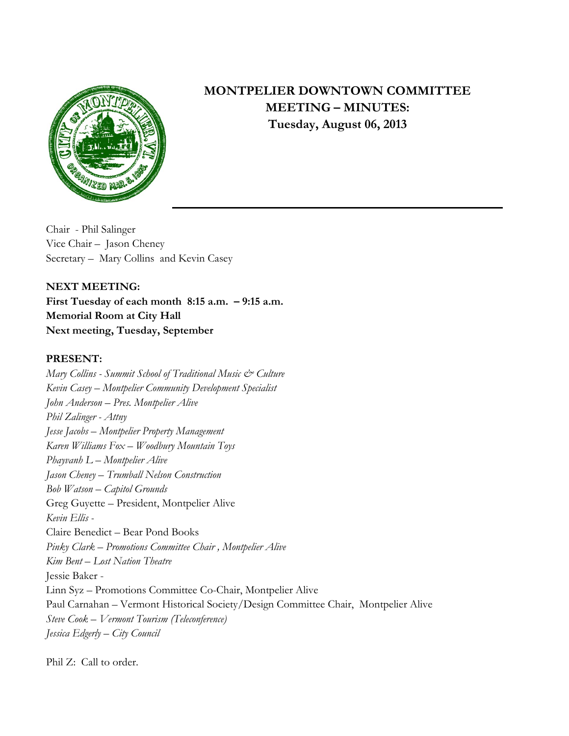# MONTPELIER DOWNTOWN COMMITTEE
## MEETING – MINUTES:
## Tuesday, August 06, 2013

Chair - Phil Salinger
Vice Chair – Jason Cheney
Secretary – Mary Collins and Kevin Casey

**NEXT MEETING:**
**First Tuesday of each month 8:15 a.m. – 9:15 a.m.**
**Memorial Room at City Hall**
**Next meeting, Tuesday, September**

**PRESENT:**
*Mary Collins - Summit School of Traditional Music & Culture*
*Kevin Casey – Montpelier Community Development Specialist*
*John Anderson – Pres. Montpelier Alive*
*Phil Zalinger - Attny*
*Jesse Jacobs – Montpelier Property Management*
*Karen Williams Fox – Woodbury Mountain Toys*
*Phayvanh L – Montpelier Alive*
*Jason Cheney – Trumball Nelson Construction*
*Bob Watson – Capitol Grounds*
Greg Guyette – President, Montpelier Alive
*Kevin Ellis -*
Claire Benedict – Bear Pond Books
*Pinky Clark – Promotions Committee Chair , Montpelier Alive*
*Kim Bent – Lost Nation Theatre*
Jessie Baker -
Linn Syz – Promotions Committee Co-Chair, Montpelier Alive
Paul Carnahan – Vermont Historical Society/Design Committee Chair, Montpelier Alive
*Steve Cook – Vermont Tourism (Teleconference)*
*Jessica Edgerly – City Council*

Phil Z: Call to order.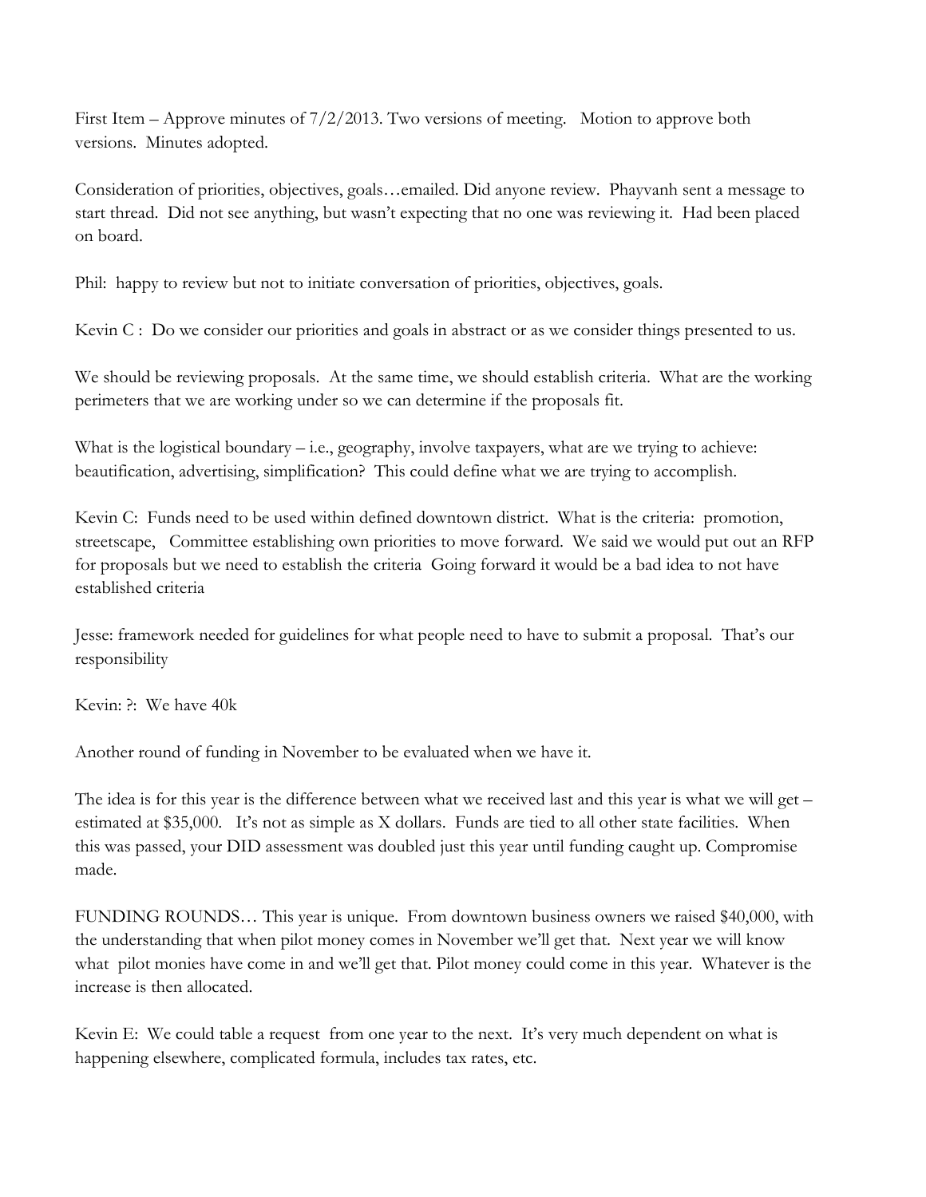First Item – Approve minutes of 7/2/2013. Two versions of meeting. Motion to approve both versions. Minutes adopted.

Consideration of priorities, objectives, goals…emailed. Did anyone review. Phayvanh sent a message to start thread. Did not see anything, but wasn't expecting that no one was reviewing it. Had been placed on board.

Phil: happy to review but not to initiate conversation of priorities, objectives, goals.

Kevin C : Do we consider our priorities and goals in abstract or as we consider things presented to us.

We should be reviewing proposals. At the same time, we should establish criteria. What are the working perimeters that we are working under so we can determine if the proposals fit.

What is the logistical boundary – i.e., geography, involve taxpayers, what are we trying to achieve: beautification, advertising, simplification? This could define what we are trying to accomplish.

Kevin C: Funds need to be used within defined downtown district. What is the criteria: promotion, streetscape, Committee establishing own priorities to move forward. We said we would put out an RFP for proposals but we need to establish the criteria Going forward it would be a bad idea to not have established criteria

Jesse: framework needed for guidelines for what people need to have to submit a proposal. That's our responsibility

Kevin: ?: We have 40k

Another round of funding in November to be evaluated when we have it.

The idea is for this year is the difference between what we received last and this year is what we will get – estimated at $35,000. It's not as simple as X dollars. Funds are tied to all other state facilities. When this was passed, your DID assessment was doubled just this year until funding caught up. Compromise made.

FUNDING ROUNDS… This year is unique. From downtown business owners we raised $40,000, with the understanding that when pilot money comes in November we'll get that. Next year we will know what pilot monies have come in and we'll get that. Pilot money could come in this year. Whatever is the increase is then allocated.

Kevin E: We could table a request from one year to the next. It's very much dependent on what is happening elsewhere, complicated formula, includes tax rates, etc.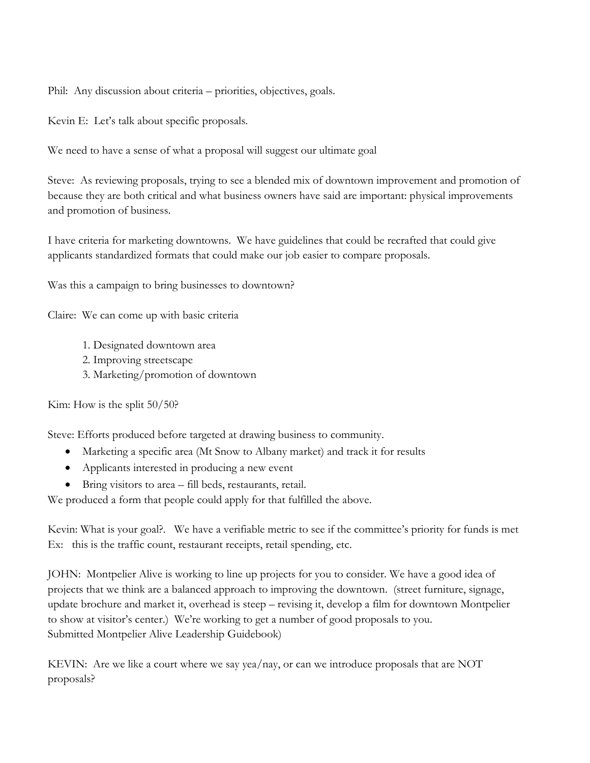Phil: Any discussion about criteria – priorities, objectives, goals.

Kevin E: Let's talk about specific proposals.

We need to have a sense of what a proposal will suggest our ultimate goal

Steve: As reviewing proposals, trying to see a blended mix of downtown improvement and promotion of because they are both critical and what business owners have said are important: physical improvements and promotion of business.

I have criteria for marketing downtowns. We have guidelines that could be recrafted that could give applicants standardized formats that could make our job easier to compare proposals.

Was this a campaign to bring businesses to downtown?

Claire: We can come up with basic criteria

1. Designated downtown area
2. Improving streetscape
3. Marketing/promotion of downtown

Kim: How is the split 50/50?

Steve: Efforts produced before targeted at drawing business to community.

- Marketing a specific area (Mt Snow to Albany market) and track it for results
- Applicants interested in producing a new event
- Bring visitors to area – fill beds, restaurants, retail.

We produced a form that people could apply for that fulfilled the above.

Kevin: What is your goal?. We have a verifiable metric to see if the committee's priority for funds is met Ex: this is the traffic count, restaurant receipts, retail spending, etc.

JOHN: Montpelier Alive is working to line up projects for you to consider. We have a good idea of projects that we think are a balanced approach to improving the downtown. (street furniture, signage, update brochure and market it, overhead is steep – revising it, develop a film for downtown Montpelier to show at visitor's center.) We're working to get a number of good proposals to you.
Submitted Montpelier Alive Leadership Guidebook)

KEVIN: Are we like a court where we say yea/nay, or can we introduce proposals that are NOT proposals?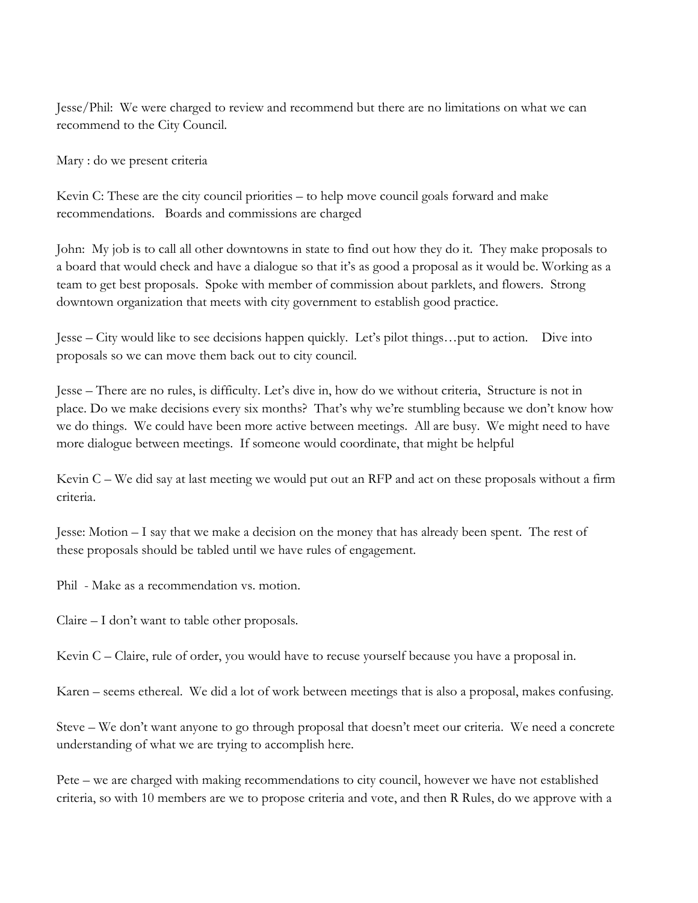Jesse/Phil: We were charged to review and recommend but there are no limitations on what we can recommend to the City Council.

Mary : do we present criteria

Kevin C: These are the city council priorities – to help move council goals forward and make recommendations. Boards and commissions are charged

John: My job is to call all other downtowns in state to find out how they do it. They make proposals to a board that would check and have a dialogue so that it's as good a proposal as it would be. Working as a team to get best proposals. Spoke with member of commission about parklets, and flowers. Strong downtown organization that meets with city government to establish good practice.

Jesse – City would like to see decisions happen quickly. Let's pilot things…put to action. Dive into proposals so we can move them back out to city council.

Jesse – There are no rules, is difficulty. Let's dive in, how do we without criteria, Structure is not in place. Do we make decisions every six months? That's why we're stumbling because we don't know how we do things. We could have been more active between meetings. All are busy. We might need to have more dialogue between meetings. If someone would coordinate, that might be helpful

Kevin C – We did say at last meeting we would put out an RFP and act on these proposals without a firm criteria.

Jesse: Motion – I say that we make a decision on the money that has already been spent. The rest of these proposals should be tabled until we have rules of engagement.

Phil - Make as a recommendation vs. motion.

Claire – I don't want to table other proposals.

Kevin C – Claire, rule of order, you would have to recuse yourself because you have a proposal in.

Karen – seems ethereal. We did a lot of work between meetings that is also a proposal, makes confusing.

Steve – We don't want anyone to go through proposal that doesn't meet our criteria. We need a concrete understanding of what we are trying to accomplish here.

Pete – we are charged with making recommendations to city council, however we have not established criteria, so with 10 members are we to propose criteria and vote, and then R Rules, do we approve with a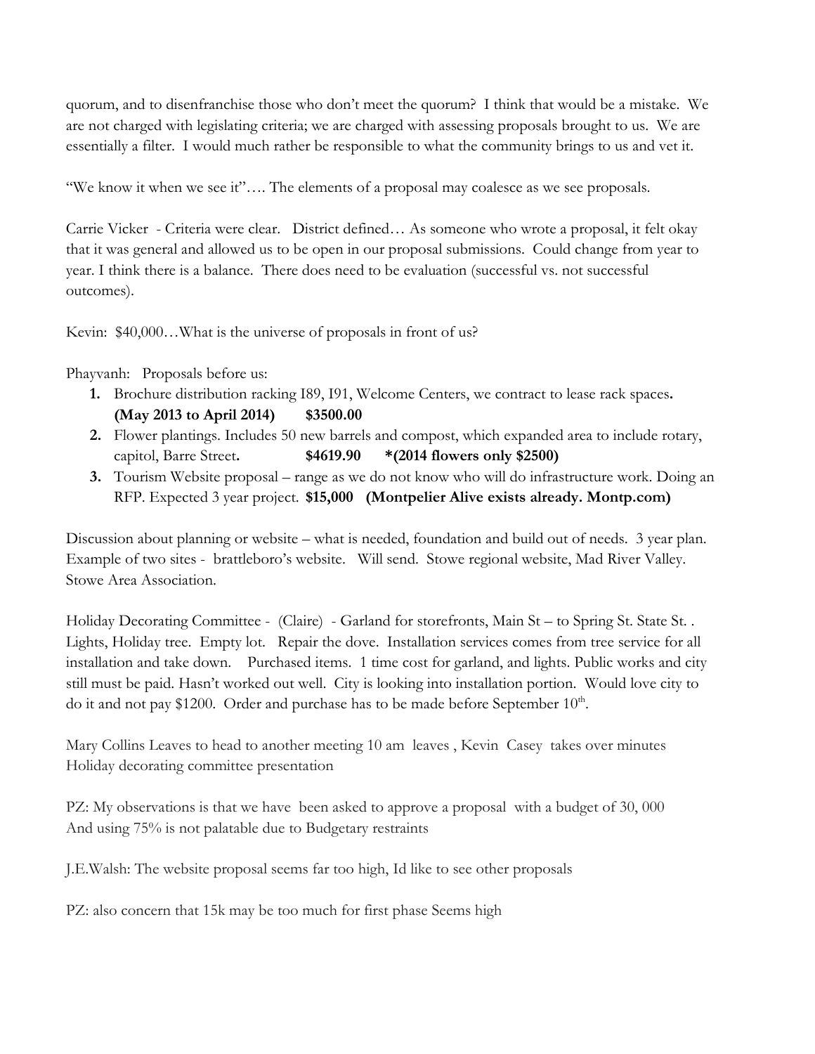quorum, and to disenfranchise those who don't meet the quorum? I think that would be a mistake. We are not charged with legislating criteria; we are charged with assessing proposals brought to us. We are essentially a filter. I would much rather be responsible to what the community brings to us and vet it.

"We know it when we see it"…. The elements of a proposal may coalesce as we see proposals.

Carrie Vicker - Criteria were clear. District defined… As someone who wrote a proposal, it felt okay that it was general and allowed us to be open in our proposal submissions. Could change from year to year. I think there is a balance. There does need to be evaluation (successful vs. not successful outcomes).

Kevin: $40,000…What is the universe of proposals in front of us?

Phayvanh: Proposals before us:

1. Brochure distribution racking I89, I91, Welcome Centers, we contract to lease rack spaces. **(May 2013 to April 2014) $3500.00**
2. Flower plantings. Includes 50 new barrels and compost, which expanded area to include rotary, capitol, Barre Street. **$4619.90 *(2014 flowers only $2500)**
3. Tourism Website proposal – range as we do not know who will do infrastructure work. Doing an RFP. Expected 3 year project. **$15,000 (Montpelier Alive exists already. Montp.com)**

Discussion about planning or website – what is needed, foundation and build out of needs. 3 year plan. Example of two sites - brattleboro's website. Will send. Stowe regional website, Mad River Valley. Stowe Area Association.

Holiday Decorating Committee - (Claire) - Garland for storefronts, Main St – to Spring St. State St. . Lights, Holiday tree. Empty lot. Repair the dove. Installation services comes from tree service for all installation and take down. Purchased items. 1 time cost for garland, and lights. Public works and city still must be paid. Hasn't worked out well. City is looking into installation portion. Would love city to do it and not pay $1200. Order and purchase has to be made before September 10th.

Mary Collins Leaves to head to another meeting 10 am leaves , Kevin Casey takes over minutes
Holiday decorating committee presentation

PZ: My observations is that we have been asked to approve a proposal with a budget of 30, 000
And using 75% is not palatable due to Budgetary restraints

J.E.Walsh: The website proposal seems far too high, Id like to see other proposals

PZ: also concern that 15k may be too much for first phase Seems high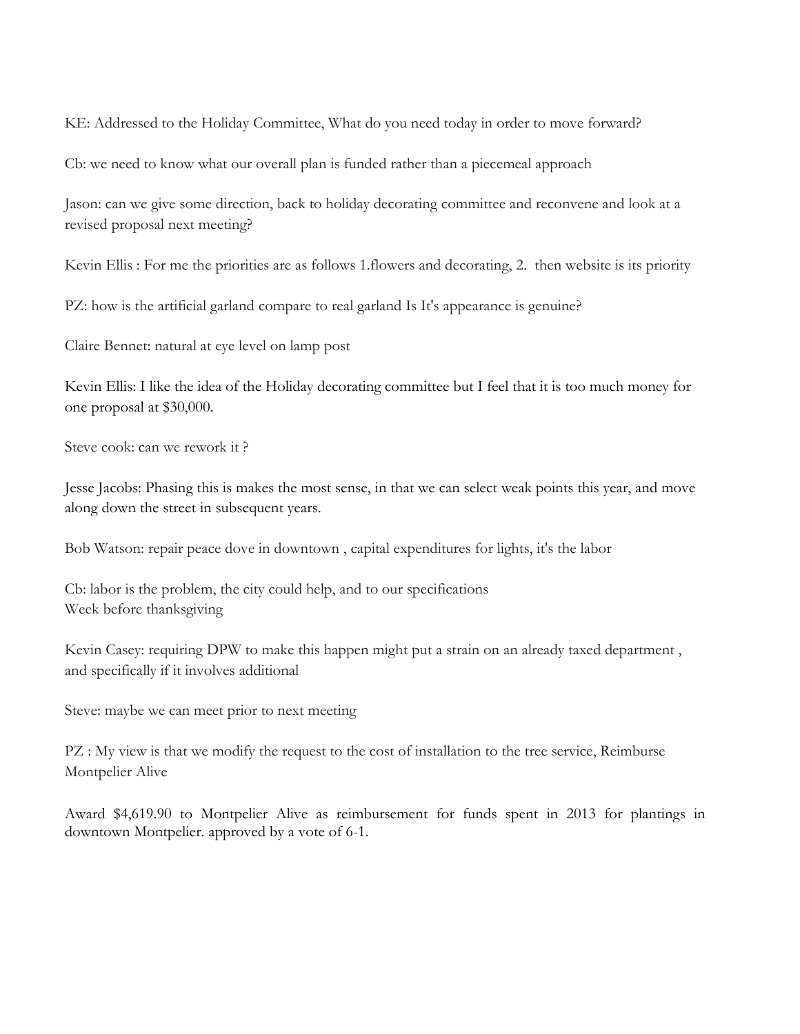KE: Addressed to the Holiday Committee, What do you need today in order to move forward?

Cb: we need to know what our overall plan is funded rather than a piecemeal approach

Jason: can we give some direction, back to holiday decorating committee and reconvene and look at a revised proposal next meeting?

Kevin Ellis : For me the priorities are as follows 1.flowers and decorating, 2. then website is its priority

PZ: how is the artificial garland compare to real garland Is It's appearance is genuine?

Claire Bennet: natural at eye level on lamp post

Kevin Ellis: I like the idea of the Holiday decorating committee but I feel that it is too much money for one proposal at $30,000.

Steve cook: can we rework it ?

Jesse Jacobs: Phasing this is makes the most sense, in that we can select weak points this year, and move along down the street in subsequent years.

Bob Watson: repair peace dove in downtown , capital expenditures for lights, it's the labor

Cb: labor is the problem, the city could help, and to our specifications
Week before thanksgiving

Kevin Casey: requiring DPW to make this happen might put a strain on an already taxed department , and specifically if it involves additional

Steve: maybe we can meet prior to next meeting

PZ : My view is that we modify the request to the cost of installation to the tree service, Reimburse Montpelier Alive

Award $4,619.90 to Montpelier Alive as reimbursement for funds spent in 2013 for plantings in downtown Montpelier. approved by a vote of 6-1.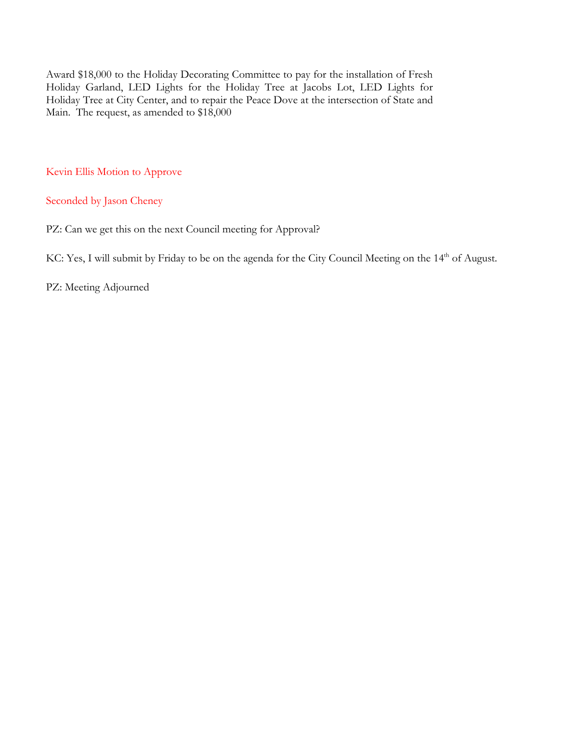Award $18,000 to the Holiday Decorating Committee to pay for the installation of Fresh Holiday Garland, LED Lights for the Holiday Tree at Jacobs Lot, LED Lights for Holiday Tree at City Center, and to repair the Peace Dove at the intersection of State and Main. The request, as amended to $18,000

Kevin Ellis Motion to Approve

Seconded by Jason Cheney

PZ: Can we get this on the next Council meeting for Approval?

KC: Yes, I will submit by Friday to be on the agenda for the City Council Meeting on the 14th of August.

PZ: Meeting Adjourned